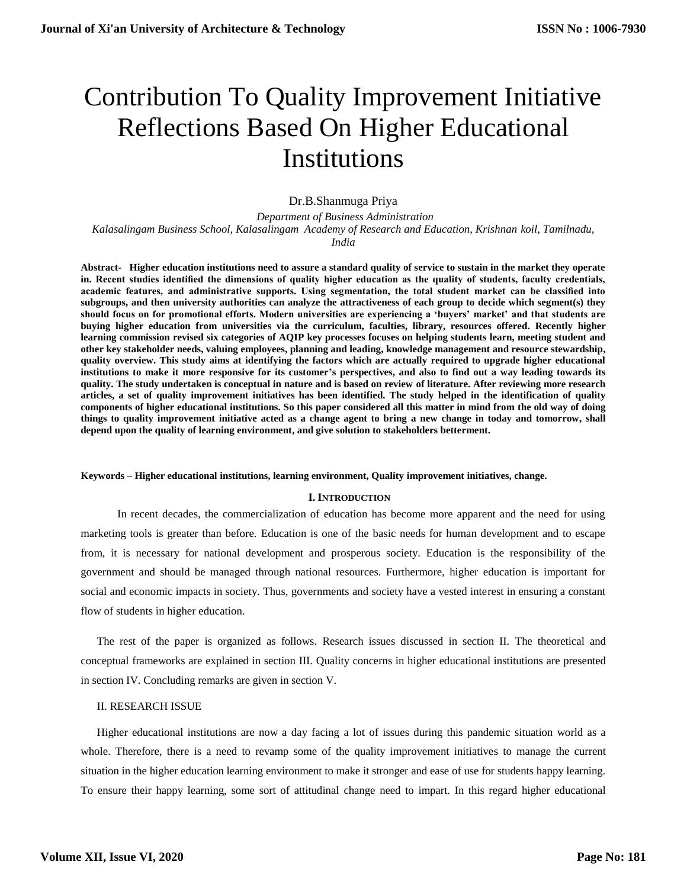# Contribution To Quality Improvement Initiative Reflections Based On Higher Educational Institutions

Dr.B.Shanmuga Priya

*Department of Business Administration*
*Kalasalingam Business School, Kalasalingam Academy of Research and Education, Krishnan koil, Tamilnadu, India*

**Abstract- Higher education institutions need to assure a standard quality of service to sustain in the market they operate in. Recent studies identified the dimensions of quality higher education as the quality of students, faculty credentials, academic features, and administrative supports. Using segmentation, the total student market can be classified into subgroups, and then university authorities can analyze the attractiveness of each group to decide which segment(s) they should focus on for promotional efforts. Modern universities are experiencing a 'buyers' market' and that students are buying higher education from universities via the curriculum, faculties, library, resources offered. Recently higher learning commission revised six categories of AQIP key processes focuses on helping students learn, meeting student and other key stakeholder needs, valuing employees, planning and leading, knowledge management and resource stewardship, quality overview. This study aims at identifying the factors which are actually required to upgrade higher educational institutions to make it more responsive for its customer's perspectives, and also to find out a way leading towards its quality. The study undertaken is conceptual in nature and is based on review of literature. After reviewing more research articles, a set of quality improvement initiatives has been identified. The study helped in the identification of quality components of higher educational institutions. So this paper considered all this matter in mind from the old way of doing things to quality improvement initiative acted as a change agent to bring a new change in today and tomorrow, shall depend upon the quality of learning environment, and give solution to stakeholders betterment.**

**Keywords – Higher educational institutions, learning environment, Quality improvement initiatives, change.**

## I. INTRODUCTION

In recent decades, the commercialization of education has become more apparent and the need for using marketing tools is greater than before. Education is one of the basic needs for human development and to escape from, it is necessary for national development and prosperous society. Education is the responsibility of the government and should be managed through national resources. Furthermore, higher education is important for social and economic impacts in society. Thus, governments and society have a vested interest in ensuring a constant flow of students in higher education.

The rest of the paper is organized as follows. Research issues discussed in section II. The theoretical and conceptual frameworks are explained in section III. Quality concerns in higher educational institutions are presented in section IV. Concluding remarks are given in section V.

## II. RESEARCH ISSUE

Higher educational institutions are now a day facing a lot of issues during this pandemic situation world as a whole. Therefore, there is a need to revamp some of the quality improvement initiatives to manage the current situation in the higher education learning environment to make it stronger and ease of use for students happy learning. To ensure their happy learning, some sort of attitudinal change need to impart. In this regard higher educational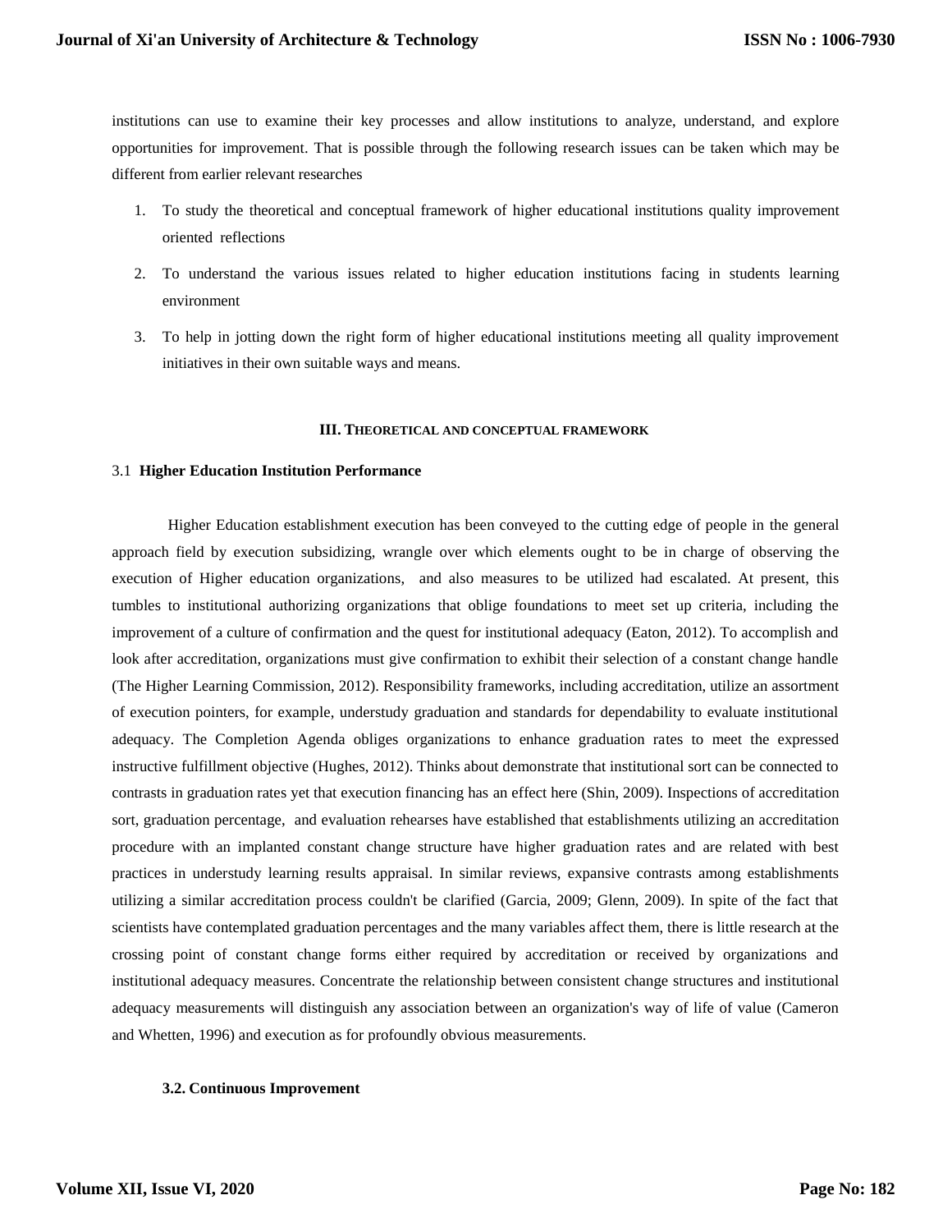institutions can use to examine their key processes and allow institutions to analyze, understand, and explore opportunities for improvement. That is possible through the following research issues can be taken which may be different from earlier relevant researches

1. To study the theoretical and conceptual framework of higher educational institutions quality improvement oriented reflections
2. To understand the various issues related to higher education institutions facing in students learning environment
3. To help in jotting down the right form of higher educational institutions meeting all quality improvement initiatives in their own suitable ways and means.

## III. THEORETICAL AND CONCEPTUAL FRAMEWORK

### 3.1 Higher Education Institution Performance

Higher Education establishment execution has been conveyed to the cutting edge of people in the general approach field by execution subsidizing, wrangle over which elements ought to be in charge of observing the execution of Higher education organizations, and also measures to be utilized had escalated. At present, this tumbles to institutional authorizing organizations that oblige foundations to meet set up criteria, including the improvement of a culture of confirmation and the quest for institutional adequacy (Eaton, 2012). To accomplish and look after accreditation, organizations must give confirmation to exhibit their selection of a constant change handle (The Higher Learning Commission, 2012). Responsibility frameworks, including accreditation, utilize an assortment of execution pointers, for example, understudy graduation and standards for dependability to evaluate institutional adequacy. The Completion Agenda obliges organizations to enhance graduation rates to meet the expressed instructive fulfillment objective (Hughes, 2012). Thinks about demonstrate that institutional sort can be connected to contrasts in graduation rates yet that execution financing has an effect here (Shin, 2009). Inspections of accreditation sort, graduation percentage, and evaluation rehearses have established that establishments utilizing an accreditation procedure with an implanted constant change structure have higher graduation rates and are related with best practices in understudy learning results appraisal. In similar reviews, expansive contrasts among establishments utilizing a similar accreditation process couldn't be clarified (Garcia, 2009; Glenn, 2009). In spite of the fact that scientists have contemplated graduation percentages and the many variables affect them, there is little research at the crossing point of constant change forms either required by accreditation or received by organizations and institutional adequacy measures. Concentrate the relationship between consistent change structures and institutional adequacy measurements will distinguish any association between an organization's way of life of value (Cameron and Whetten, 1996) and execution as for profoundly obvious measurements.

### 3.2. Continuous Improvement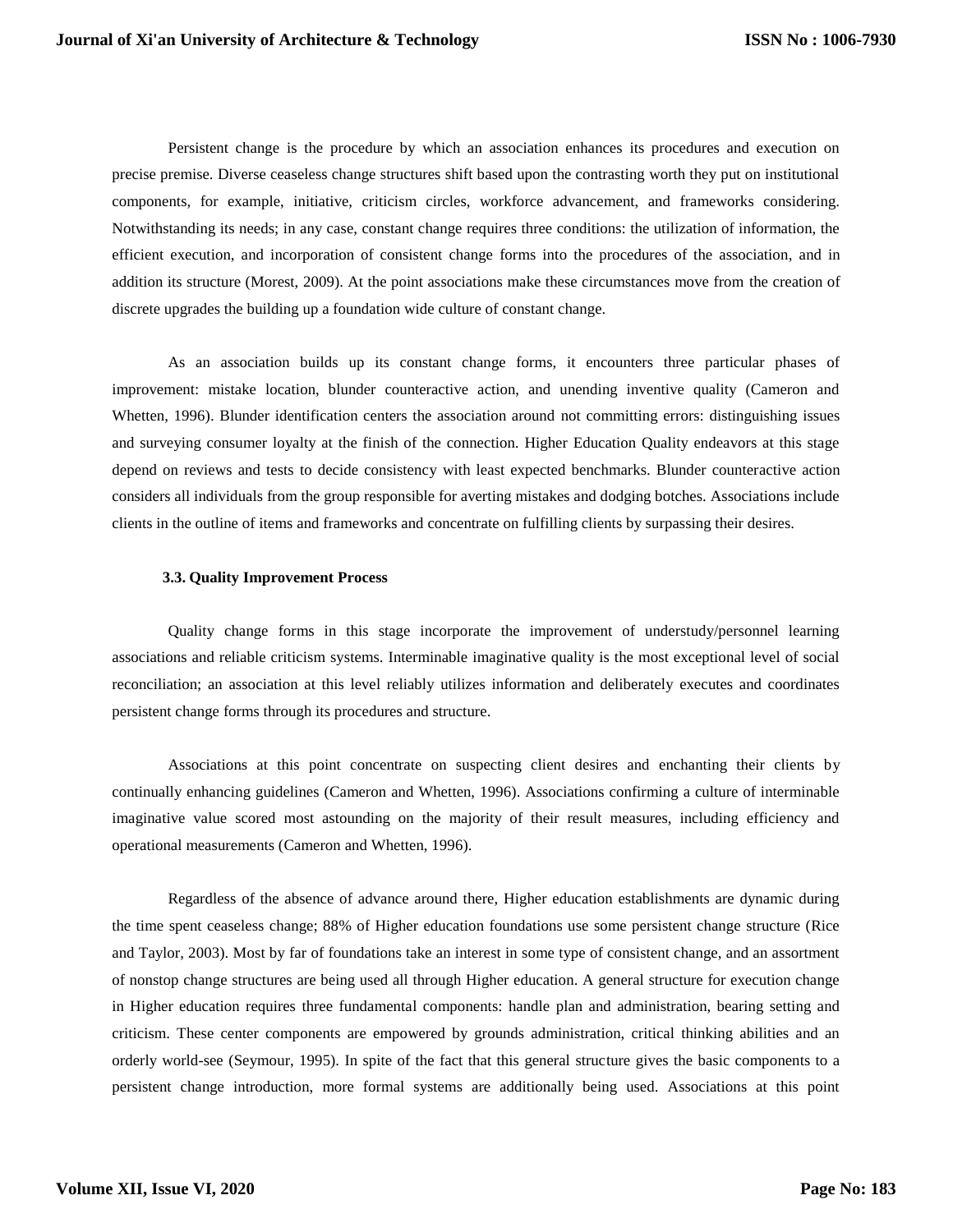Persistent change is the procedure by which an association enhances its procedures and execution on precise premise. Diverse ceaseless change structures shift based upon the contrasting worth they put on institutional components, for example, initiative, criticism circles, workforce advancement, and frameworks considering. Notwithstanding its needs; in any case, constant change requires three conditions: the utilization of information, the efficient execution, and incorporation of consistent change forms into the procedures of the association, and in addition its structure (Morest, 2009). At the point associations make these circumstances move from the creation of discrete upgrades the building up a foundation wide culture of constant change.

As an association builds up its constant change forms, it encounters three particular phases of improvement: mistake location, blunder counteractive action, and unending inventive quality (Cameron and Whetten, 1996). Blunder identification centers the association around not committing errors: distinguishing issues and surveying consumer loyalty at the finish of the connection. Higher Education Quality endeavors at this stage depend on reviews and tests to decide consistency with least expected benchmarks. Blunder counteractive action considers all individuals from the group responsible for averting mistakes and dodging botches. Associations include clients in the outline of items and frameworks and concentrate on fulfilling clients by surpassing their desires.

### 3.3. Quality Improvement Process

Quality change forms in this stage incorporate the improvement of understudy/personnel learning associations and reliable criticism systems. Interminable imaginative quality is the most exceptional level of social reconciliation; an association at this level reliably utilizes information and deliberately executes and coordinates persistent change forms through its procedures and structure.

Associations at this point concentrate on suspecting client desires and enchanting their clients by continually enhancing guidelines (Cameron and Whetten, 1996). Associations confirming a culture of interminable imaginative value scored most astounding on the majority of their result measures, including efficiency and operational measurements (Cameron and Whetten, 1996).

Regardless of the absence of advance around there, Higher education establishments are dynamic during the time spent ceaseless change; 88% of Higher education foundations use some persistent change structure (Rice and Taylor, 2003). Most by far of foundations take an interest in some type of consistent change, and an assortment of nonstop change structures are being used all through Higher education. A general structure for execution change in Higher education requires three fundamental components: handle plan and administration, bearing setting and criticism. These center components are empowered by grounds administration, critical thinking abilities and an orderly world-see (Seymour, 1995). In spite of the fact that this general structure gives the basic components to a persistent change introduction, more formal systems are additionally being used. Associations at this point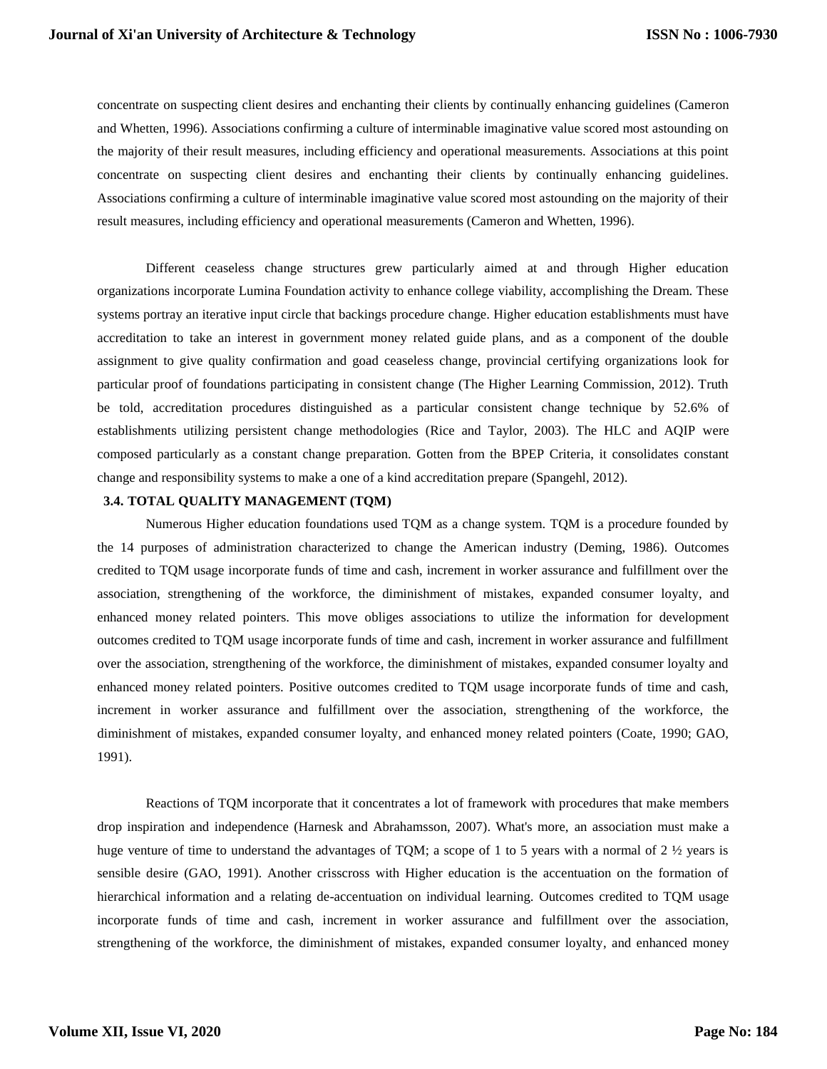concentrate on suspecting client desires and enchanting their clients by continually enhancing guidelines (Cameron and Whetten, 1996). Associations confirming a culture of interminable imaginative value scored most astounding on the majority of their result measures, including efficiency and operational measurements. Associations at this point concentrate on suspecting client desires and enchanting their clients by continually enhancing guidelines. Associations confirming a culture of interminable imaginative value scored most astounding on the majority of their result measures, including efficiency and operational measurements (Cameron and Whetten, 1996).

Different ceaseless change structures grew particularly aimed at and through Higher education organizations incorporate Lumina Foundation activity to enhance college viability, accomplishing the Dream. These systems portray an iterative input circle that backings procedure change. Higher education establishments must have accreditation to take an interest in government money related guide plans, and as a component of the double assignment to give quality confirmation and goad ceaseless change, provincial certifying organizations look for particular proof of foundations participating in consistent change (The Higher Learning Commission, 2012). Truth be told, accreditation procedures distinguished as a particular consistent change technique by 52.6% of establishments utilizing persistent change methodologies (Rice and Taylor, 2003). The HLC and AQIP were composed particularly as a constant change preparation. Gotten from the BPEP Criteria, it consolidates constant change and responsibility systems to make a one of a kind accreditation prepare (Spangehl, 2012).

### 3.4. TOTAL QUALITY MANAGEMENT (TQM)

Numerous Higher education foundations used TQM as a change system. TQM is a procedure founded by the 14 purposes of administration characterized to change the American industry (Deming, 1986). Outcomes credited to TQM usage incorporate funds of time and cash, increment in worker assurance and fulfillment over the association, strengthening of the workforce, the diminishment of mistakes, expanded consumer loyalty, and enhanced money related pointers. This move obliges associations to utilize the information for development outcomes credited to TQM usage incorporate funds of time and cash, increment in worker assurance and fulfillment over the association, strengthening of the workforce, the diminishment of mistakes, expanded consumer loyalty and enhanced money related pointers. Positive outcomes credited to TQM usage incorporate funds of time and cash, increment in worker assurance and fulfillment over the association, strengthening of the workforce, the diminishment of mistakes, expanded consumer loyalty, and enhanced money related pointers (Coate, 1990; GAO, 1991).

Reactions of TQM incorporate that it concentrates a lot of framework with procedures that make members drop inspiration and independence (Harnesk and Abrahamsson, 2007). What's more, an association must make a huge venture of time to understand the advantages of TQM; a scope of 1 to 5 years with a normal of 2 ½ years is sensible desire (GAO, 1991). Another crisscross with Higher education is the accentuation on the formation of hierarchical information and a relating de-accentuation on individual learning. Outcomes credited to TQM usage incorporate funds of time and cash, increment in worker assurance and fulfillment over the association, strengthening of the workforce, the diminishment of mistakes, expanded consumer loyalty, and enhanced money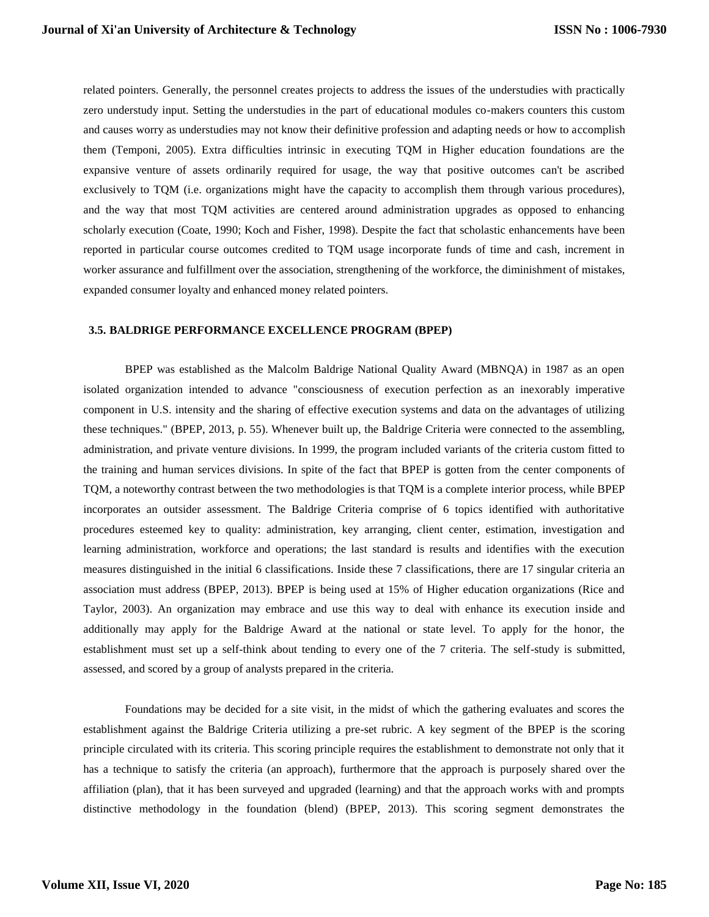related pointers. Generally, the personnel creates projects to address the issues of the understudies with practically zero understudy input. Setting the understudies in the part of educational modules co-makers counters this custom and causes worry as understudies may not know their definitive profession and adapting needs or how to accomplish them (Temponi, 2005). Extra difficulties intrinsic in executing TQM in Higher education foundations are the expansive venture of assets ordinarily required for usage, the way that positive outcomes can't be ascribed exclusively to TQM (i.e. organizations might have the capacity to accomplish them through various procedures), and the way that most TQM activities are centered around administration upgrades as opposed to enhancing scholarly execution (Coate, 1990; Koch and Fisher, 1998). Despite the fact that scholastic enhancements have been reported in particular course outcomes credited to TQM usage incorporate funds of time and cash, increment in worker assurance and fulfillment over the association, strengthening of the workforce, the diminishment of mistakes, expanded consumer loyalty and enhanced money related pointers.

### 3.5. BALDRIGE PERFORMANCE EXCELLENCE PROGRAM (BPEP)

BPEP was established as the Malcolm Baldrige National Quality Award (MBNQA) in 1987 as an open isolated organization intended to advance "consciousness of execution perfection as an inexorably imperative component in U.S. intensity and the sharing of effective execution systems and data on the advantages of utilizing these techniques." (BPEP, 2013, p. 55). Whenever built up, the Baldrige Criteria were connected to the assembling, administration, and private venture divisions. In 1999, the program included variants of the criteria custom fitted to the training and human services divisions. In spite of the fact that BPEP is gotten from the center components of TQM, a noteworthy contrast between the two methodologies is that TQM is a complete interior process, while BPEP incorporates an outsider assessment. The Baldrige Criteria comprise of 6 topics identified with authoritative procedures esteemed key to quality: administration, key arranging, client center, estimation, investigation and learning administration, workforce and operations; the last standard is results and identifies with the execution measures distinguished in the initial 6 classifications. Inside these 7 classifications, there are 17 singular criteria an association must address (BPEP, 2013). BPEP is being used at 15% of Higher education organizations (Rice and Taylor, 2003). An organization may embrace and use this way to deal with enhance its execution inside and additionally may apply for the Baldrige Award at the national or state level. To apply for the honor, the establishment must set up a self-think about tending to every one of the 7 criteria. The self-study is submitted, assessed, and scored by a group of analysts prepared in the criteria.

Foundations may be decided for a site visit, in the midst of which the gathering evaluates and scores the establishment against the Baldrige Criteria utilizing a pre-set rubric. A key segment of the BPEP is the scoring principle circulated with its criteria. This scoring principle requires the establishment to demonstrate not only that it has a technique to satisfy the criteria (an approach), furthermore that the approach is purposely shared over the affiliation (plan), that it has been surveyed and upgraded (learning) and that the approach works with and prompts distinctive methodology in the foundation (blend) (BPEP, 2013). This scoring segment demonstrates the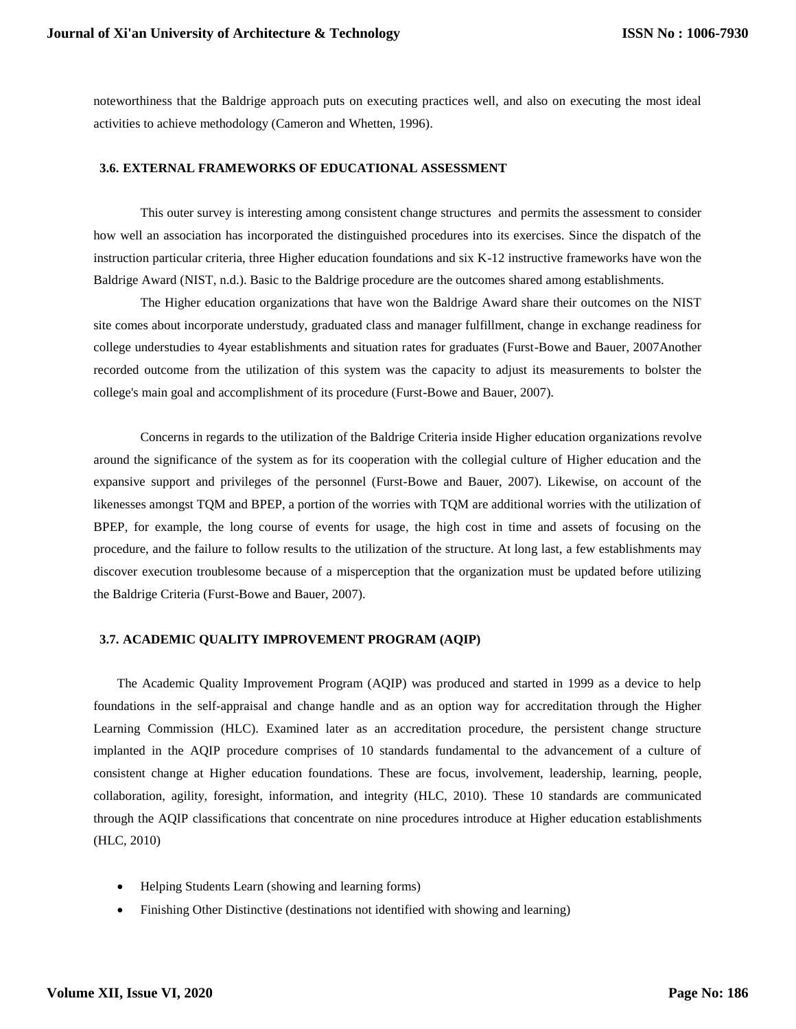noteworthiness that the Baldrige approach puts on executing practices well, and also on executing the most ideal activities to achieve methodology (Cameron and Whetten, 1996).

### 3.6. EXTERNAL FRAMEWORKS OF EDUCATIONAL ASSESSMENT

This outer survey is interesting among consistent change structures and permits the assessment to consider how well an association has incorporated the distinguished procedures into its exercises. Since the dispatch of the instruction particular criteria, three Higher education foundations and six K-12 instructive frameworks have won the Baldrige Award (NIST, n.d.). Basic to the Baldrige procedure are the outcomes shared among establishments.

The Higher education organizations that have won the Baldrige Award share their outcomes on the NIST site comes about incorporate understudy, graduated class and manager fulfillment, change in exchange readiness for college understudies to 4year establishments and situation rates for graduates (Furst-Bowe and Bauer, 2007Another recorded outcome from the utilization of this system was the capacity to adjust its measurements to bolster the college's main goal and accomplishment of its procedure (Furst-Bowe and Bauer, 2007).

Concerns in regards to the utilization of the Baldrige Criteria inside Higher education organizations revolve around the significance of the system as for its cooperation with the collegial culture of Higher education and the expansive support and privileges of the personnel (Furst-Bowe and Bauer, 2007). Likewise, on account of the likenesses amongst TQM and BPEP, a portion of the worries with TQM are additional worries with the utilization of BPEP, for example, the long course of events for usage, the high cost in time and assets of focusing on the procedure, and the failure to follow results to the utilization of the structure. At long last, a few establishments may discover execution troublesome because of a misperception that the organization must be updated before utilizing the Baldrige Criteria (Furst-Bowe and Bauer, 2007).

### 3.7. ACADEMIC QUALITY IMPROVEMENT PROGRAM (AQIP)

The Academic Quality Improvement Program (AQIP) was produced and started in 1999 as a device to help foundations in the self-appraisal and change handle and as an option way for accreditation through the Higher Learning Commission (HLC). Examined later as an accreditation procedure, the persistent change structure implanted in the AQIP procedure comprises of 10 standards fundamental to the advancement of a culture of consistent change at Higher education foundations. These are focus, involvement, leadership, learning, people, collaboration, agility, foresight, information, and integrity (HLC, 2010). These 10 standards are communicated through the AQIP classifications that concentrate on nine procedures introduce at Higher education establishments (HLC, 2010)

- Helping Students Learn (showing and learning forms)
- Finishing Other Distinctive (destinations not identified with showing and learning)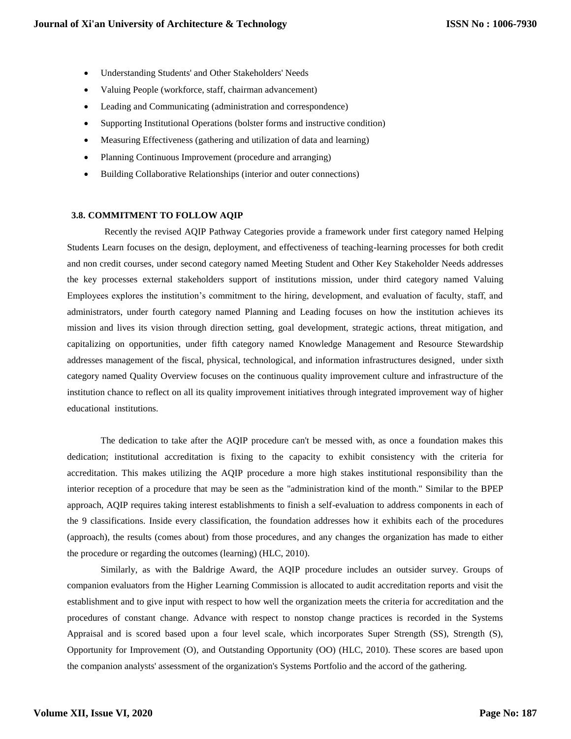- Understanding Students' and Other Stakeholders' Needs
- Valuing People (workforce, staff, chairman advancement)
- Leading and Communicating (administration and correspondence)
- Supporting Institutional Operations (bolster forms and instructive condition)
- Measuring Effectiveness (gathering and utilization of data and learning)
- Planning Continuous Improvement (procedure and arranging)
- Building Collaborative Relationships (interior and outer connections)

### 3.8. COMMITMENT TO FOLLOW AQIP

Recently the revised AQIP Pathway Categories provide a framework under first category named Helping Students Learn focuses on the design, deployment, and effectiveness of teaching-learning processes for both credit and non credit courses, under second category named Meeting Student and Other Key Stakeholder Needs addresses the key processes external stakeholders support of institutions mission, under third category named Valuing Employees explores the institution's commitment to the hiring, development, and evaluation of faculty, staff, and administrators, under fourth category named Planning and Leading focuses on how the institution achieves its mission and lives its vision through direction setting, goal development, strategic actions, threat mitigation, and capitalizing on opportunities, under fifth category named Knowledge Management and Resource Stewardship addresses management of the fiscal, physical, technological, and information infrastructures designed, under sixth category named Quality Overview focuses on the continuous quality improvement culture and infrastructure of the institution chance to reflect on all its quality improvement initiatives through integrated improvement way of higher educational institutions.

The dedication to take after the AQIP procedure can't be messed with, as once a foundation makes this dedication; institutional accreditation is fixing to the capacity to exhibit consistency with the criteria for accreditation. This makes utilizing the AQIP procedure a more high stakes institutional responsibility than the interior reception of a procedure that may be seen as the "administration kind of the month." Similar to the BPEP approach, AQIP requires taking interest establishments to finish a self-evaluation to address components in each of the 9 classifications. Inside every classification, the foundation addresses how it exhibits each of the procedures (approach), the results (comes about) from those procedures, and any changes the organization has made to either the procedure or regarding the outcomes (learning) (HLC, 2010).

Similarly, as with the Baldrige Award, the AQIP procedure includes an outsider survey. Groups of companion evaluators from the Higher Learning Commission is allocated to audit accreditation reports and visit the establishment and to give input with respect to how well the organization meets the criteria for accreditation and the procedures of constant change. Advance with respect to nonstop change practices is recorded in the Systems Appraisal and is scored based upon a four level scale, which incorporates Super Strength (SS), Strength (S), Opportunity for Improvement (O), and Outstanding Opportunity (OO) (HLC, 2010). These scores are based upon the companion analysts' assessment of the organization's Systems Portfolio and the accord of the gathering.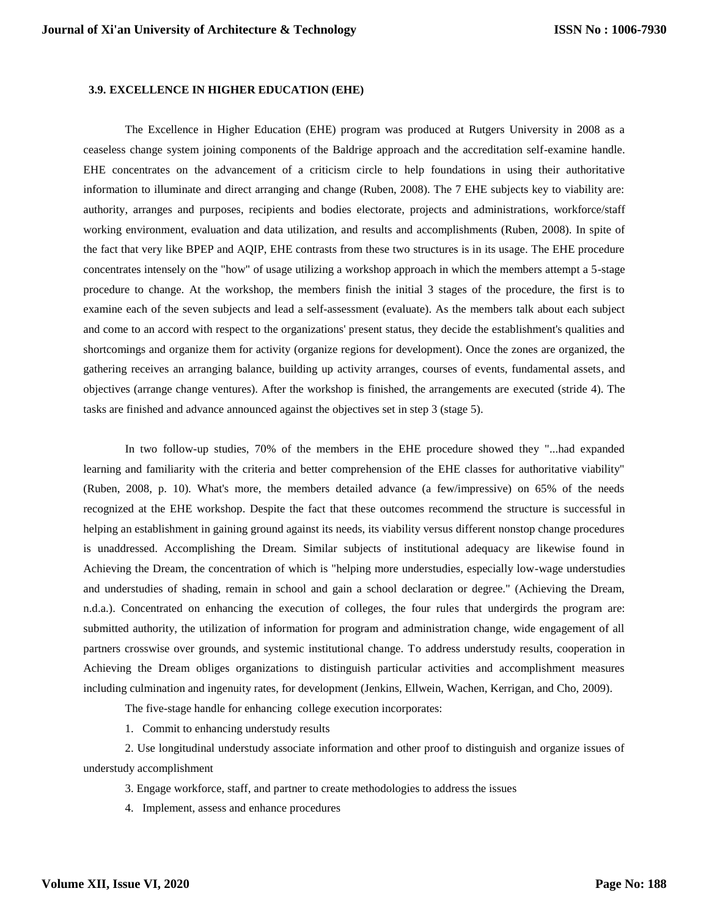### 3.9. EXCELLENCE IN HIGHER EDUCATION (EHE)

The Excellence in Higher Education (EHE) program was produced at Rutgers University in 2008 as a ceaseless change system joining components of the Baldrige approach and the accreditation self-examine handle. EHE concentrates on the advancement of a criticism circle to help foundations in using their authoritative information to illuminate and direct arranging and change (Ruben, 2008). The 7 EHE subjects key to viability are: authority, arranges and purposes, recipients and bodies electorate, projects and administrations, workforce/staff working environment, evaluation and data utilization, and results and accomplishments (Ruben, 2008). In spite of the fact that very like BPEP and AQIP, EHE contrasts from these two structures is in its usage. The EHE procedure concentrates intensely on the "how" of usage utilizing a workshop approach in which the members attempt a 5-stage procedure to change. At the workshop, the members finish the initial 3 stages of the procedure, the first is to examine each of the seven subjects and lead a self-assessment (evaluate). As the members talk about each subject and come to an accord with respect to the organizations' present status, they decide the establishment's qualities and shortcomings and organize them for activity (organize regions for development). Once the zones are organized, the gathering receives an arranging balance, building up activity arranges, courses of events, fundamental assets, and objectives (arrange change ventures). After the workshop is finished, the arrangements are executed (stride 4). The tasks are finished and advance announced against the objectives set in step 3 (stage 5).

In two follow-up studies, 70% of the members in the EHE procedure showed they "...had expanded learning and familiarity with the criteria and better comprehension of the EHE classes for authoritative viability" (Ruben, 2008, p. 10). What's more, the members detailed advance (a few/impressive) on 65% of the needs recognized at the EHE workshop. Despite the fact that these outcomes recommend the structure is successful in helping an establishment in gaining ground against its needs, its viability versus different nonstop change procedures is unaddressed. Accomplishing the Dream. Similar subjects of institutional adequacy are likewise found in Achieving the Dream, the concentration of which is "helping more understudies, especially low-wage understudies and understudies of shading, remain in school and gain a school declaration or degree." (Achieving the Dream, n.d.a.). Concentrated on enhancing the execution of colleges, the four rules that undergirds the program are: submitted authority, the utilization of information for program and administration change, wide engagement of all partners crosswise over grounds, and systemic institutional change. To address understudy results, cooperation in Achieving the Dream obliges organizations to distinguish particular activities and accomplishment measures including culmination and ingenuity rates, for development (Jenkins, Ellwein, Wachen, Kerrigan, and Cho, 2009).

The five-stage handle for enhancing college execution incorporates:

1. Commit to enhancing understudy results
2. Use longitudinal understudy associate information and other proof to distinguish and organize issues of understudy accomplishment
3. Engage workforce, staff, and partner to create methodologies to address the issues
4. Implement, assess and enhance procedures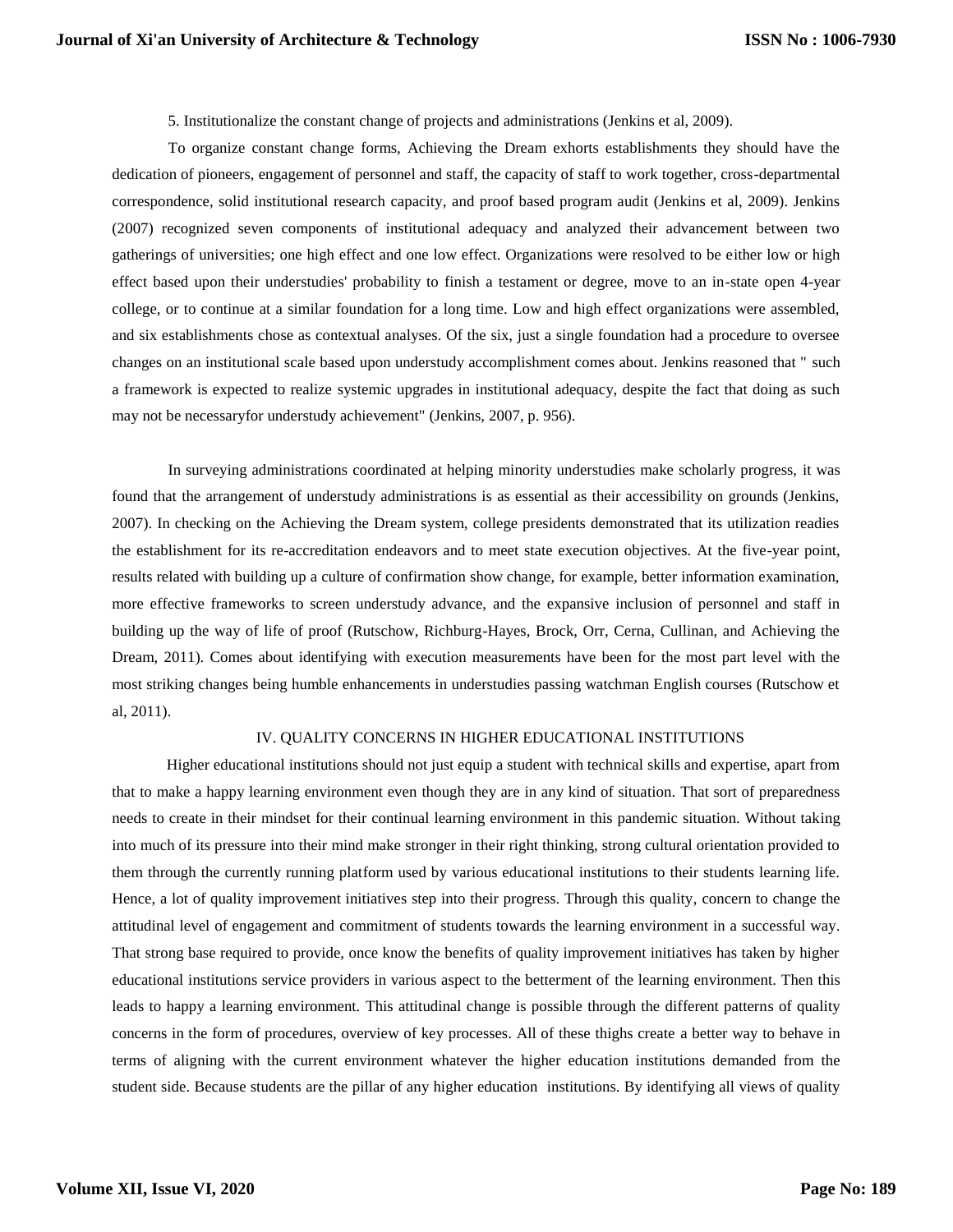5. Institutionalize the constant change of projects and administrations (Jenkins et al, 2009).

To organize constant change forms, Achieving the Dream exhorts establishments they should have the dedication of pioneers, engagement of personnel and staff, the capacity of staff to work together, cross-departmental correspondence, solid institutional research capacity, and proof based program audit (Jenkins et al, 2009). Jenkins (2007) recognized seven components of institutional adequacy and analyzed their advancement between two gatherings of universities; one high effect and one low effect. Organizations were resolved to be either low or high effect based upon their understudies' probability to finish a testament or degree, move to an in-state open 4-year college, or to continue at a similar foundation for a long time. Low and high effect organizations were assembled, and six establishments chose as contextual analyses. Of the six, just a single foundation had a procedure to oversee changes on an institutional scale based upon understudy accomplishment comes about. Jenkins reasoned that " such a framework is expected to realize systemic upgrades in institutional adequacy, despite the fact that doing as such may not be necessaryfor understudy achievement" (Jenkins, 2007, p. 956).

In surveying administrations coordinated at helping minority understudies make scholarly progress, it was found that the arrangement of understudy administrations is as essential as their accessibility on grounds (Jenkins, 2007). In checking on the Achieving the Dream system, college presidents demonstrated that its utilization readies the establishment for its re-accreditation endeavors and to meet state execution objectives. At the five-year point, results related with building up a culture of confirmation show change, for example, better information examination, more effective frameworks to screen understudy advance, and the expansive inclusion of personnel and staff in building up the way of life of proof (Rutschow, Richburg-Hayes, Brock, Orr, Cerna, Cullinan, and Achieving the Dream, 2011). Comes about identifying with execution measurements have been for the most part level with the most striking changes being humble enhancements in understudies passing watchman English courses (Rutschow et al, 2011).

## IV. QUALITY CONCERNS IN HIGHER EDUCATIONAL INSTITUTIONS

Higher educational institutions should not just equip a student with technical skills and expertise, apart from that to make a happy learning environment even though they are in any kind of situation. That sort of preparedness needs to create in their mindset for their continual learning environment in this pandemic situation. Without taking into much of its pressure into their mind make stronger in their right thinking, strong cultural orientation provided to them through the currently running platform used by various educational institutions to their students learning life. Hence, a lot of quality improvement initiatives step into their progress. Through this quality, concern to change the attitudinal level of engagement and commitment of students towards the learning environment in a successful way. That strong base required to provide, once know the benefits of quality improvement initiatives has taken by higher educational institutions service providers in various aspect to the betterment of the learning environment. Then this leads to happy a learning environment. This attitudinal change is possible through the different patterns of quality concerns in the form of procedures, overview of key processes. All of these thighs create a better way to behave in terms of aligning with the current environment whatever the higher education institutions demanded from the student side. Because students are the pillar of any higher education institutions. By identifying all views of quality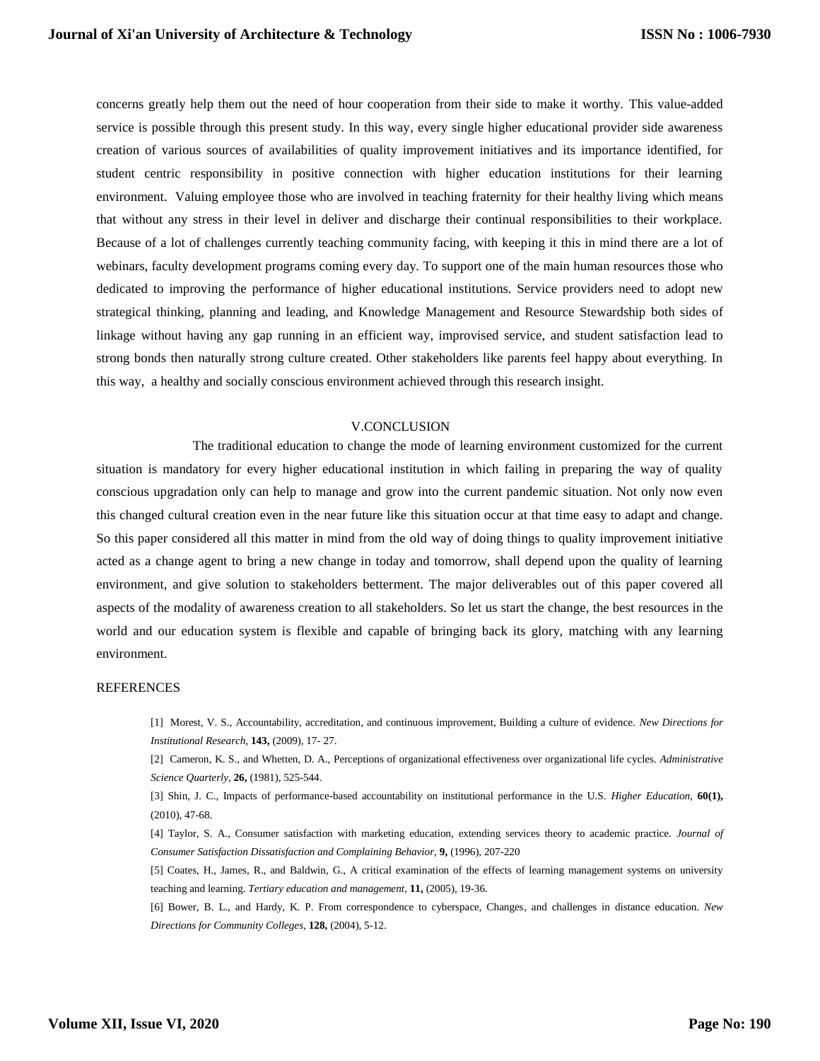concerns greatly help them out the need of hour cooperation from their side to make it worthy. This value-added service is possible through this present study. In this way, every single higher educational provider side awareness creation of various sources of availabilities of quality improvement initiatives and its importance identified, for student centric responsibility in positive connection with higher education institutions for their learning environment. Valuing employee those who are involved in teaching fraternity for their healthy living which means that without any stress in their level in deliver and discharge their continual responsibilities to their workplace. Because of a lot of challenges currently teaching community facing, with keeping it this in mind there are a lot of webinars, faculty development programs coming every day. To support one of the main human resources those who dedicated to improving the performance of higher educational institutions. Service providers need to adopt new strategical thinking, planning and leading, and Knowledge Management and Resource Stewardship both sides of linkage without having any gap running in an efficient way, improvised service, and student satisfaction lead to strong bonds then naturally strong culture created. Other stakeholders like parents feel happy about everything. In this way, a healthy and socially conscious environment achieved through this research insight.

## V.CONCLUSION

The traditional education to change the mode of learning environment customized for the current situation is mandatory for every higher educational institution in which failing in preparing the way of quality conscious upgradation only can help to manage and grow into the current pandemic situation. Not only now even this changed cultural creation even in the near future like this situation occur at that time easy to adapt and change. So this paper considered all this matter in mind from the old way of doing things to quality improvement initiative acted as a change agent to bring a new change in today and tomorrow, shall depend upon the quality of learning environment, and give solution to stakeholders betterment. The major deliverables out of this paper covered all aspects of the modality of awareness creation to all stakeholders. So let us start the change, the best resources in the world and our education system is flexible and capable of bringing back its glory, matching with any learning environment.

## REFERENCES

[1] Morest, V. S., Accountability, accreditation, and continuous improvement, Building a culture of evidence. *New Directions for Institutional Research,* **143,** (2009), 17- 27.

[2] Cameron, K. S., and Whetten, D. A., Perceptions of organizational effectiveness over organizational life cycles. *Administrative Science Quarterly,* **26,** (1981), 525-544.

[3] Shin, J. C., Impacts of performance-based accountability on institutional performance in the U.S. *Higher Education,* **60(1),** (2010), 47-68.

[4] Taylor, S. A., Consumer satisfaction with marketing education, extending services theory to academic practice. *Journal of Consumer Satisfaction Dissatisfaction and Complaining Behavior,* **9,** (1996), 207-220

[5] Coates, H., James, R., and Baldwin, G., A critical examination of the effects of learning management systems on university teaching and learning. *Tertiary education and management,* **11,** (2005), 19-36.

[6] Bower, B. L., and Hardy, K. P. From correspondence to cyberspace, Changes, and challenges in distance education. *New Directions for Community Colleges,* **128,** (2004), 5-12.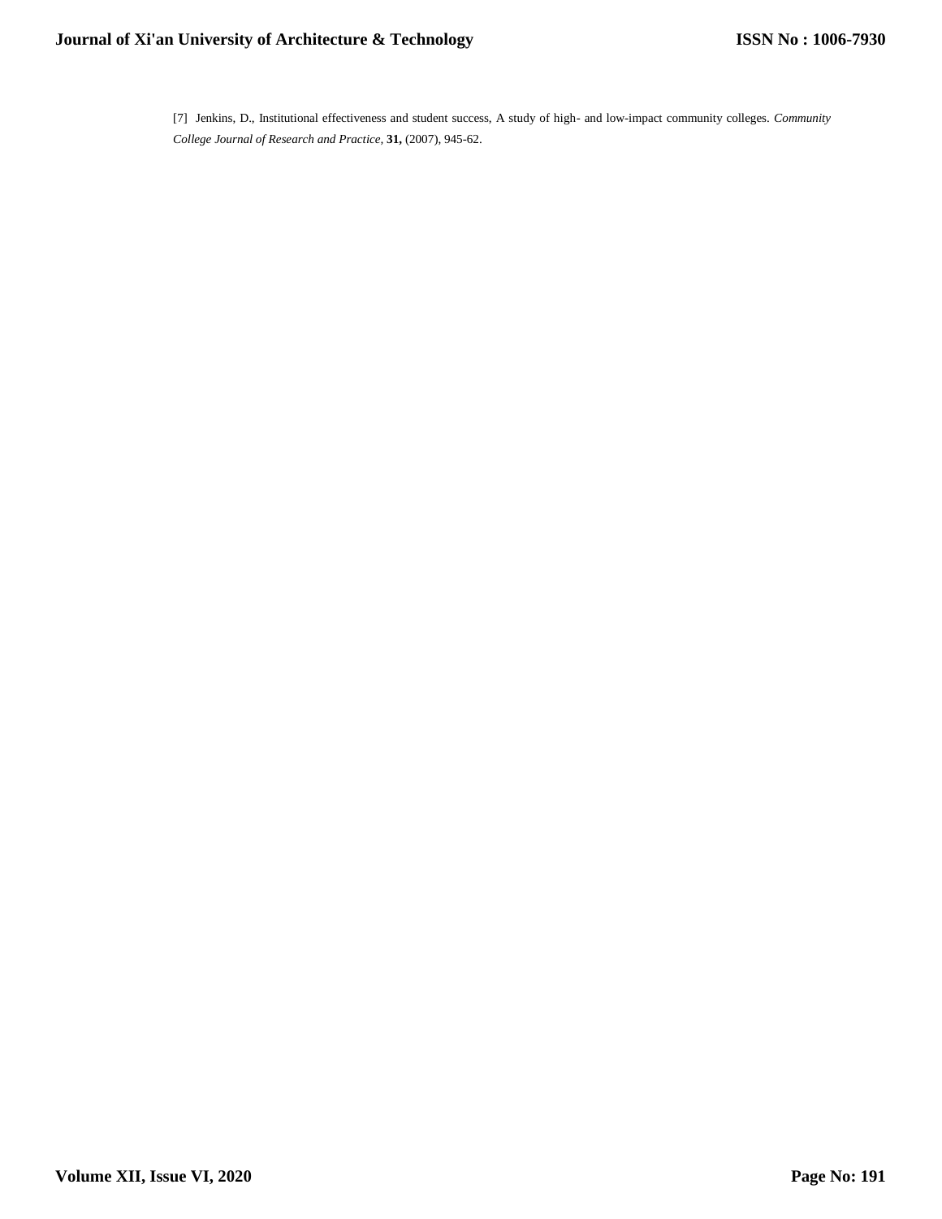[7] Jenkins, D., Institutional effectiveness and student success, A study of high- and low-impact community colleges. *Community College Journal of Research and Practice,* **31,** (2007), 945-62.